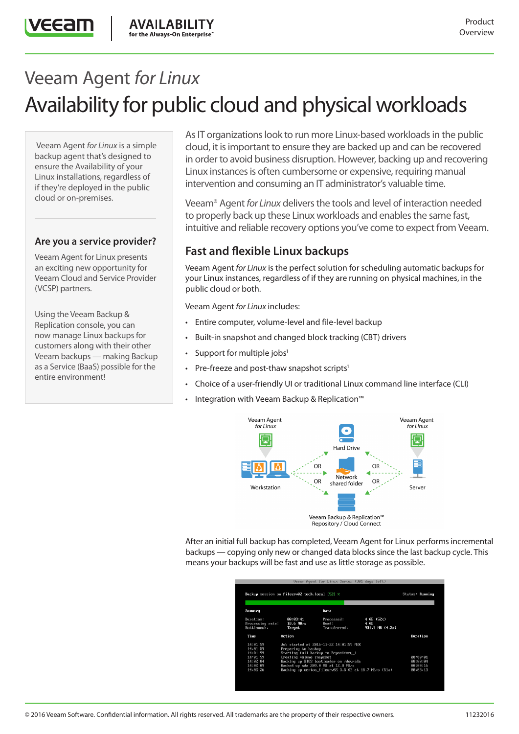# Veeam Agent *for Linux*

## Availability for public cloud and physical workloads

Veeam Agent *for Linux* is a simple backup agent that's designed to ensure the Availability of your Linux installations, regardless of if they're deployed in the public cloud or on-premises.

### Are you a service provider?

Veeam Agent for Linux presents an exciting new opportunity for Veeam Cloud and Service Provider (VCSP) partners.

Using the Veeam Backup & Replication console, you can now manage Linux backups for customers along with their other Veeam backups — making Backup as a Service (BaaS) possible for the entire environment!

As IT organizations look to run more Linux-based workloads in the public cloud, it is important to ensure they are backed up and can be recovered in order to avoid business disruption. However, backing up and recovering Linux instances is often cumbersome or expensive, requiring manual intervention and consuming an IT administrator's valuable time.

Veeam® Agent *for Linux* delivers the tools and level of interaction needed to properly back up these Linux workloads and enables the same fast, intuitive and reliable recovery options you've come to expect from Veeam.

### Fast and flexible Linux backups

Veeam Agent *for Linux* is the perfect solution for scheduling automatic backups for your Linux instances, regardless of if they are running on physical machines, in the public cloud or both.

Veeam Agent *for Linux* includes:

- Entire computer, volume-level and file-level backup
- Built-in snapshot and changed block tracking (CBT) drivers
- Support for multiple jobs[1]
- Pre-freeze and post-thaw snapshot scripts[1]
- Choice of a user-friendly UI or traditional Linux command line interface (CLI)
- Integration with Veeam Backup & Replication™

After an initial full backup has completed, Veeam Agent for Linux performs incremental backups — copying only new or changed data blocks since the last backup cycle. This means your backups will be fast and use as little storage as possible.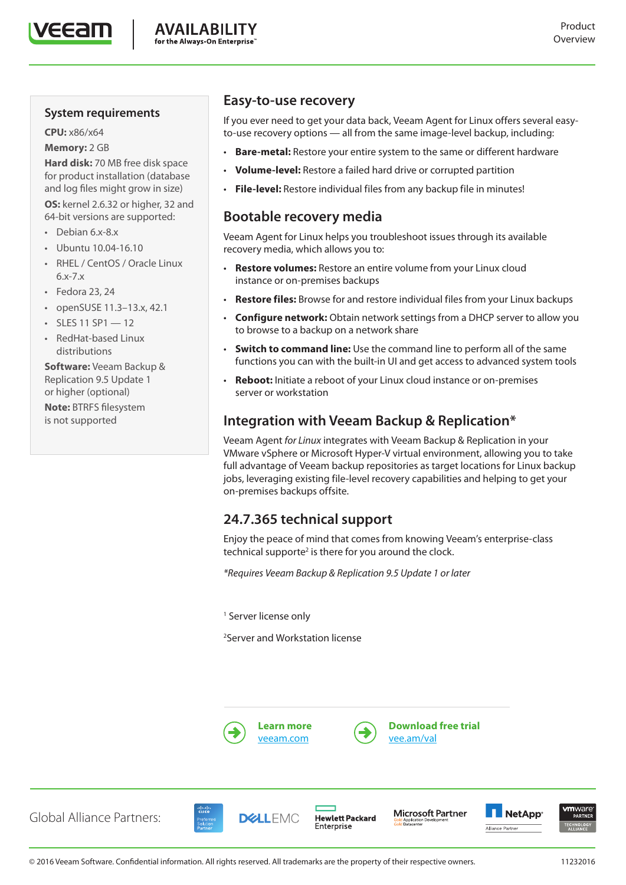## System requirements

**CPU:** x86/x64

**Memory:** 2 GB

**Hard disk:** 70 MB free disk space for product installation (database and log files might grow in size)

**OS:** kernel 2.6.32 or higher, 32 and 64-bit versions are supported:

- Debian 6.x-8.x
- Ubuntu 10.04-16.10
- RHEL / CentOS / Oracle Linux 6.x-7.x
- Fedora 23, 24
- openSUSE 11.3–13.x, 42.1
- SLES 11 SP1 — 12
- RedHat-based Linux distributions

**Software:** Veeam Backup & Replication 9.5 Update 1 or higher (optional)

**Note:** BTRFS filesystem is not supported

## Easy-to-use recovery

If you ever need to get your data back, Veeam Agent for Linux offers several easy-to-use recovery options — all from the same image-level backup, including:

- **Bare-metal:** Restore your entire system to the same or different hardware
- **Volume-level:** Restore a failed hard drive or corrupted partition
- **File-level:** Restore individual files from any backup file in minutes!

## Bootable recovery media

Veeam Agent for Linux helps you troubleshoot issues through its available recovery media, which allows you to:

- **Restore volumes:** Restore an entire volume from your Linux cloud instance or on-premises backups
- **Restore files:** Browse for and restore individual files from your Linux backups
- **Configure network:** Obtain network settings from a DHCP server to allow you to browse to a backup on a network share
- **Switch to command line:** Use the command line to perform all of the same functions you can with the built-in UI and get access to advanced system tools
- **Reboot:** Initiate a reboot of your Linux cloud instance or on-premises server or workstation

## Integration with Veeam Backup & Replication*

Veeam Agent *for Linux* integrates with Veeam Backup & Replication in your VMware vSphere or Microsoft Hyper-V virtual environment, allowing you to take full advantage of Veeam backup repositories as target locations for Linux backup jobs, leveraging existing file-level recovery capabilities and helping to get your on-premises backups offsite.

## 24.7.365 technical support

Enjoy the peace of mind that comes from knowing Veeam's enterprise-class technical supporte[2] is there for you around the clock.

*\*Requires Veeam Backup & Replication 9.5 Update 1 or later*

[1] Server license only

[2] Server and Workstation license

**Learn more**
veeam.com

**Download free trial**
vee.am/val

Global Alliance Partners:

© 2016 Veeam Software. Confidential information. All rights reserved. All trademarks are the property of their respective owners. 11232016